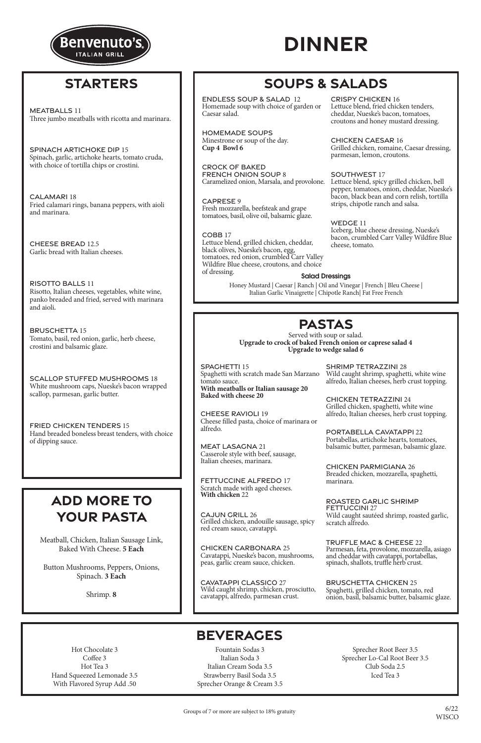# Benvenuto's Italian Grill

# DINNER

## STARTERS

**MEATBALLS** 11
Three jumbo meatballs with ricotta and marinara.

**SPINACH ARTICHOKE DIP** 15
Spinach, garlic, artichoke hearts, tomato cruda, with choice of tortilla chips or crostini.

**CALAMARI** 18
Fried calamari rings, banana peppers, with aioli and marinara.

**CHEESE BREAD** 12.5
Garlic bread with Italian cheeses.

**RISOTTO BALLS** 11
Risotto, Italian cheeses, vegetables, white wine, panko breaded and fried, served with marinara and aioli.

**BRUSCHETTA** 15
Tomato, basil, red onion, garlic, herb cheese, crostini and balsamic glaze.

**SCALLOP STUFFED MUSHROOMS** 18
White mushroom caps, Nueske's bacon wrapped scallop, parmesan, garlic butter.

**FRIED CHICKEN TENDERS** 15
Hand breaded boneless breast tenders, with choice of dipping sauce.

## SOUPS & SALADS

**ENDLESS SOUP & SALAD** 12
Homemade soup with choice of garden or Caesar salad.

**HOMEMADE SOUPS**
Minestrone or soup of the day.
**Cup 4 Bowl 6**

**CROCK OF BAKED FRENCH ONION SOUP** 8
Caramelized onion, Marsala, and provolone.

**CAPRESE** 9
Fresh mozzarella, beefsteak and grape tomatoes, basil, olive oil, balsamic glaze.

**COBB** 17
Lettuce blend, grilled chicken, cheddar, black olives, Nueske's bacon, egg, tomatoes, red onion, crumbled Carr Valley Wildfire Blue cheese, croutons, and choice of dressing.

**CRISPY CHICKEN** 16
Lettuce blend, fried chicken tenders, cheddar, Nueske's bacon, tomatoes, croutons and honey mustard dressing.

**CHICKEN CAESAR** 16
Grilled chicken, romaine, Caesar dressing, parmesan, lemon, croutons.

**SOUTHWEST** 17
Lettuce blend, spicy grilled chicken, bell pepper, tomatoes, onion, cheddar, Nueske's bacon, black bean and corn relish, tortilla strips, chipotle ranch and salsa.

**WEDGE** 11
Iceberg, blue cheese dressing, Nueske's bacon, crumbled Carr Valley Wildfire Blue cheese, tomato.

**Salad Dressings**
Honey Mustard | Caesar | Ranch | Oil and Vinegar | French | Bleu Cheese | Italian Garlic Vinaigrette | Chipotle Ranch| Fat Free French

## PASTAS

Served with soup or salad.
**Upgrade to crock of baked French onion or caprese salad 4**
**Upgrade to wedge salad 6**

**SPAGHETTI** 15
Spaghetti with scratch made San Marzano tomato sauce.
**With meatballs or Italian sausage 20**
**Baked with cheese 20**

**CHEESE RAVIOLI** 19
Cheese filled pasta, choice of marinara or alfredo.

**MEAT LASAGNA** 21
Casserole style with beef, sausage, Italian cheeses, marinara.

**FETTUCCINE ALFREDO** 17
Scratch made with aged cheeses.
**With chicken** 22

**CAJUN GRILL** 26
Grilled chicken, andouille sausage, spicy red cream sauce, cavatappi.

**CHICKEN CARBONARA** 25
Cavatappi, Nueske's bacon, mushrooms, peas, garlic cream sauce, chicken.

**CAVATAPPI CLASSICO** 27
Wild caught shrimp, chicken, prosciutto, cavatappi, alfredo, parmesan crust.

**SHRIMP TETRAZZINI** 28
Wild caught shrimp, spaghetti, white wine alfredo, Italian cheeses, herb crust topping.

**CHICKEN TETRAZZINI** 24
Grilled chicken, spaghetti, white wine alfredo, Italian cheeses, herb crust topping.

**PORTABELLA CAVATAPPI** 22
Portabellas, artichoke hearts, tomatoes, balsamic butter, parmesan, balsamic glaze.

**CHICKEN PARMIGIANA** 26
Breaded chicken, mozzarella, spaghetti, marinara.

**ROASTED GARLIC SHRIMP FETTUCCINI** 27
Wild caught sautéed shrimp, roasted garlic, scratch alfredo.

**TRUFFLE MAC & CHEESE** 22
Parmesan, feta, provolone, mozzarella, asiago and cheddar with cavatappi, portabellas, spinach, shallots, truffle herb crust.

**BRUSCHETTA CHICKEN** 25
Spaghetti, grilled chicken, tomato, red onion, basil, balsamic butter, balsamic glaze.

## ADD MORE TO YOUR PASTA

Meatball, Chicken, Italian Sausage Link, Baked With Cheese. **5 Each**

Button Mushrooms, Peppers, Onions, Spinach. **3 Each**

Shrimp. **8**

## BEVERAGES

Hot Chocolate 3
Coffee 3
Hot Tea 3
Hand Squeezed Lemonade 3.5
With Flavored Syrup Add .50

Fountain Sodas 3
Italian Soda 3
Italian Cream Soda 3.5
Strawberry Basil Soda 3.5
Sprecher Orange & Cream 3.5

Sprecher Root Beer 3.5
Sprecher Lo-Cal Root Beer 3.5
Club Soda 2.5
Iced Tea 3

Groups of 7 or more are subject to 18% gratuity

6/22
WISCO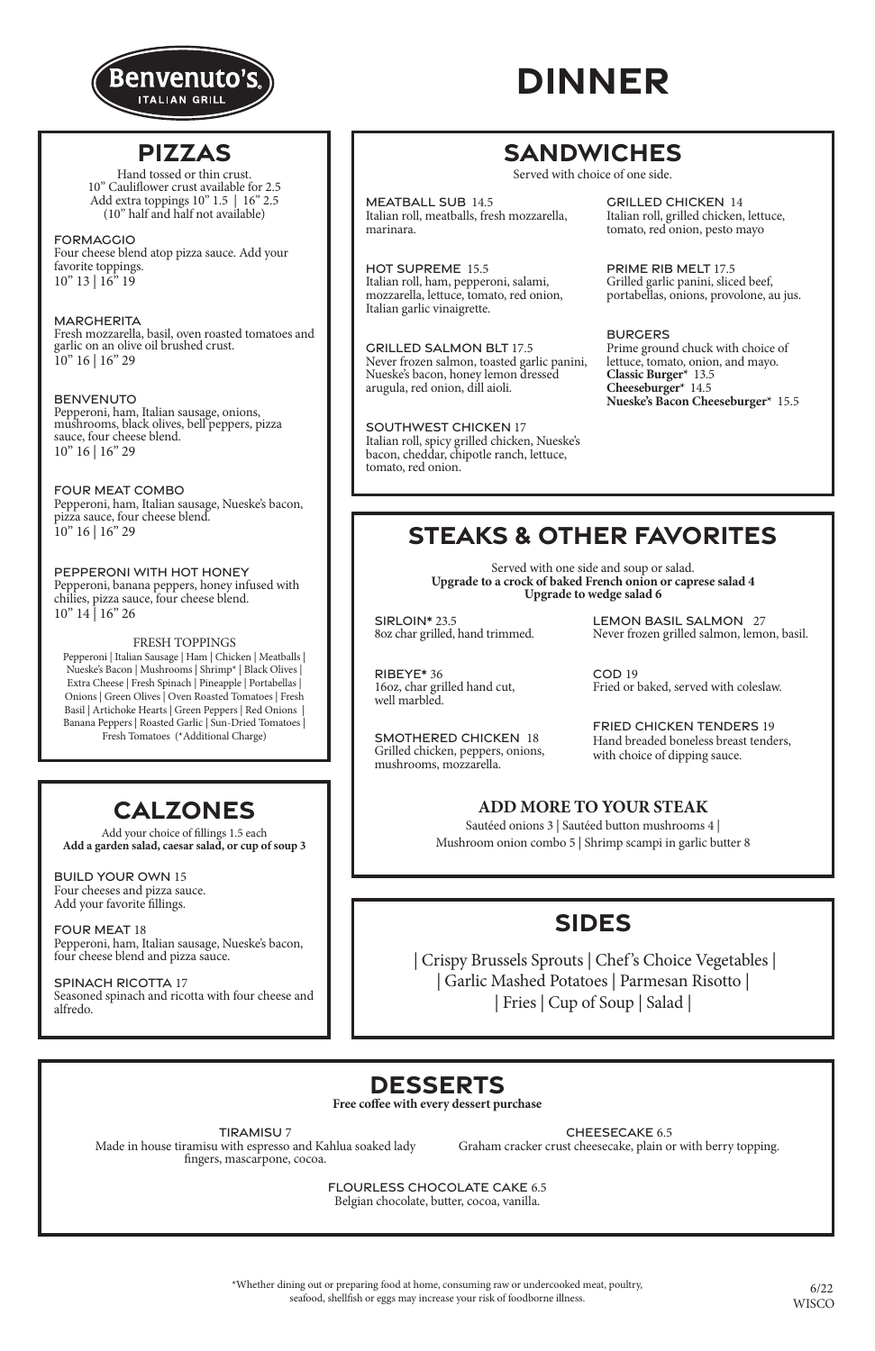Benvenuto's ITALIAN GRILL

# DINNER

## PIZZAS

Hand tossed or thin crust.
10" Cauliflower crust available for 2.5
Add extra toppings 10" 1.5 | 16" 2.5
(10" half and half not available)

**FORMAGGIO**
Four cheese blend atop pizza sauce. Add your favorite toppings.
10" 13 | 16" 19

**MARGHERITA**
Fresh mozzarella, basil, oven roasted tomatoes and garlic on an olive oil brushed crust.
10" 16 | 16" 29

**BENVENUTO**
Pepperoni, ham, Italian sausage, onions, mushrooms, black olives, bell peppers, pizza sauce, four cheese blend.
10" 16 | 16" 29

**FOUR MEAT COMBO**
Pepperoni, ham, Italian sausage, Nueske's bacon, pizza sauce, four cheese blend.
10" 16 | 16" 29

**PEPPERONI WITH HOT HONEY**
Pepperoni, banana peppers, honey infused with chilies, pizza sauce, four cheese blend.
10" 14 | 16" 26

FRESH TOPPINGS
Pepperoni | Italian Sausage | Ham | Chicken | Meatballs | Nueske's Bacon | Mushrooms | Shrimp* | Black Olives | Extra Cheese | Fresh Spinach | Pineapple | Portabellas | Onions | Green Olives | Oven Roasted Tomatoes | Fresh Basil | Artichoke Hearts | Green Peppers | Red Onions | Banana Peppers | Roasted Garlic | Sun-Dried Tomatoes | Fresh Tomatoes (*Additional Charge)

## CALZONES

Add your choice of fillings 1.5 each
**Add a garden salad, caesar salad, or cup of soup 3**

**BUILD YOUR OWN** 15
Four cheeses and pizza sauce. Add your favorite fillings.

**FOUR MEAT** 18
Pepperoni, ham, Italian sausage, Nueske's bacon, four cheese blend and pizza sauce.

**SPINACH RICOTTA** 17
Seasoned spinach and ricotta with four cheese and alfredo.

## SANDWICHES

Served with choice of one side.

**MEATBALL SUB** 14.5
Italian roll, meatballs, fresh mozzarella, marinara.

**HOT SUPREME** 15.5
Italian roll, ham, pepperoni, salami, mozzarella, lettuce, tomato, red onion, Italian garlic vinaigrette.

**GRILLED SALMON BLT** 17.5
Never frozen salmon, toasted garlic panini, Nueske's bacon, honey lemon dressed arugula, red onion, dill aioli.

**SOUTHWEST CHICKEN** 17
Italian roll, spicy grilled chicken, Nueske's bacon, cheddar, chipotle ranch, lettuce, tomato, red onion.

**GRILLED CHICKEN** 14
Italian roll, grilled chicken, lettuce, tomato, red onion, pesto mayo

**PRIME RIB MELT** 17.5
Grilled garlic panini, sliced beef, portabellas, onions, provolone, au jus.

**BURGERS**
Prime ground chuck with choice of lettuce, tomato, onion, and mayo.
**Classic Burger*** 13.5
**Cheeseburger*** 14.5
**Nueske's Bacon Cheeseburger*** 15.5

## STEAKS & OTHER FAVORITES

Served with one side and soup or salad.
**Upgrade to a crock of baked French onion or caprese salad 4**
**Upgrade to wedge salad 6**

**SIRLOIN*** 23.5
8oz char grilled, hand trimmed.

**RIBEYE*** 36
16oz, char grilled hand cut, well marbled.

**SMOTHERED CHICKEN** 18
Grilled chicken, peppers, onions, mushrooms, mozzarella.

**LEMON BASIL SALMON** 27
Never frozen grilled salmon, lemon, basil.

**COD** 19
Fried or baked, served with coleslaw.

**FRIED CHICKEN TENDERS** 19
Hand breaded boneless breast tenders, with choice of dipping sauce.

### ADD MORE TO YOUR STEAK

Sautéed onions 3 | Sautéed button mushrooms 4 | Mushroom onion combo 5 | Shrimp scampi in garlic butter 8

## SIDES

| Crispy Brussels Sprouts | Chef's Choice Vegetables |
| Garlic Mashed Potatoes | Parmesan Risotto |
| Fries | Cup of Soup | Salad |

## DESSERTS

**Free coffee with every dessert purchase**

**TIRAMISU** 7
Made in house tiramisu with espresso and Kahlua soaked lady fingers, mascarpone, cocoa.

**CHEESECAKE** 6.5
Graham cracker crust cheesecake, plain or with berry topping.

**FLOURLESS CHOCOLATE CAKE** 6.5
Belgian chocolate, butter, cocoa, vanilla.

*Whether dining out or preparing food at home, consuming raw or undercooked meat, poultry, seafood, shellfish or eggs may increase your risk of foodborne illness.

6/22
WISCO